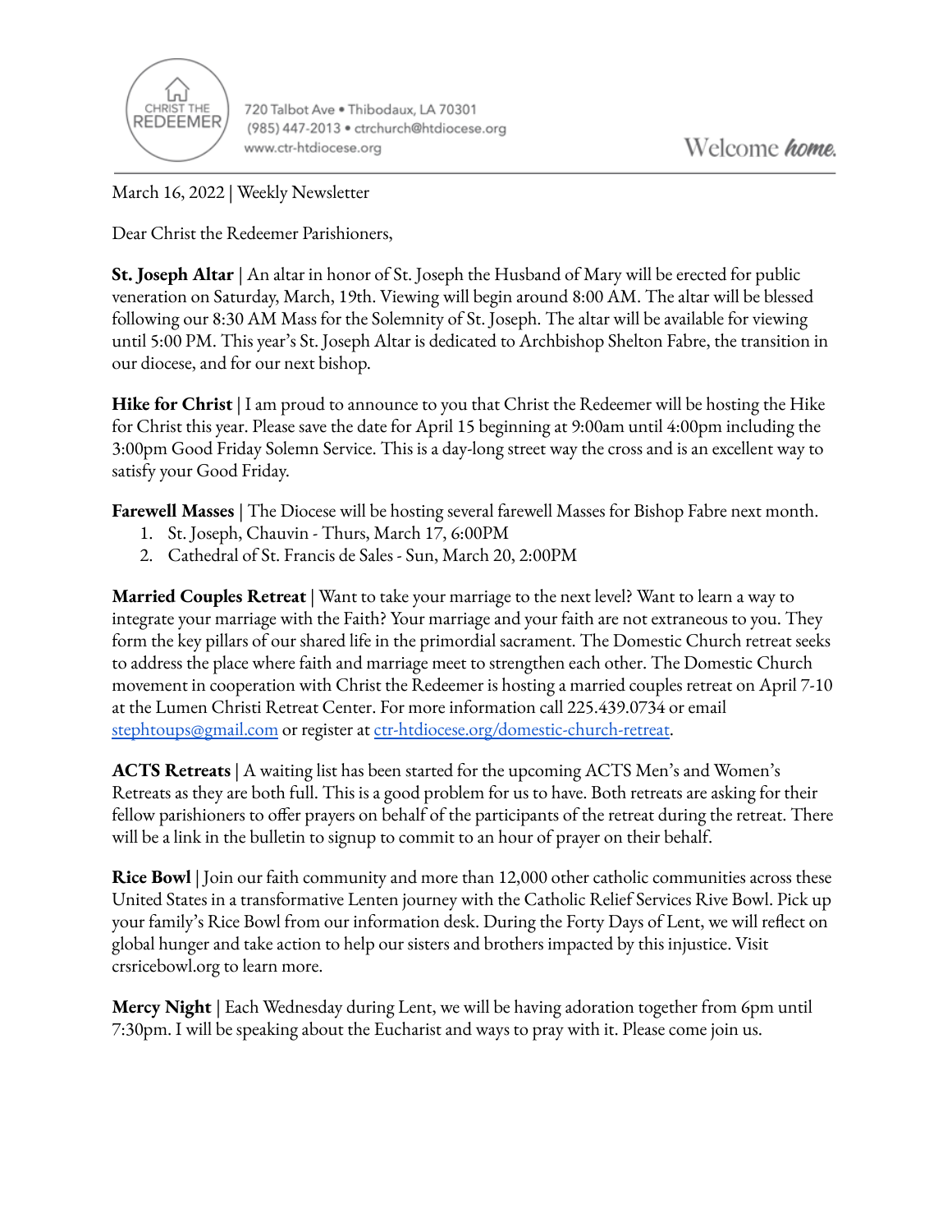CHRIST THE REDEEMER

720 Talbot Ave • Thibodaux, LA 70301
(985) 447-2013 • ctrchurch@htdiocese.org
www.ctr-htdiocese.org

Welcome *home.*

March 16, 2022 | Weekly Newsletter

Dear Christ the Redeemer Parishioners,

**St. Joseph Altar** | An altar in honor of St. Joseph the Husband of Mary will be erected for public veneration on Saturday, March, 19th. Viewing will begin around 8:00 AM. The altar will be blessed following our 8:30 AM Mass for the Solemnity of St. Joseph. The altar will be available for viewing until 5:00 PM. This year's St. Joseph Altar is dedicated to Archbishop Shelton Fabre, the transition in our diocese, and for our next bishop.

**Hike for Christ** | I am proud to announce to you that Christ the Redeemer will be hosting the Hike for Christ this year. Please save the date for April 15 beginning at 9:00am until 4:00pm including the 3:00pm Good Friday Solemn Service. This is a day-long street way the cross and is an excellent way to satisfy your Good Friday.

**Farewell Masses** | The Diocese will be hosting several farewell Masses for Bishop Fabre next month.

1. St. Joseph, Chauvin - Thurs, March 17, 6:00PM
2. Cathedral of St. Francis de Sales - Sun, March 20, 2:00PM

**Married Couples Retreat** | Want to take your marriage to the next level? Want to learn a way to integrate your marriage with the Faith? Your marriage and your faith are not extraneous to you. They form the key pillars of our shared life in the primordial sacrament. The Domestic Church retreat seeks to address the place where faith and marriage meet to strengthen each other. The Domestic Church movement in cooperation with Christ the Redeemer is hosting a married couples retreat on April 7-10 at the Lumen Christi Retreat Center. For more information call 225.439.0734 or email stephtoups@gmail.com or register at ctr-htdiocese.org/domestic-church-retreat.

**ACTS Retreats** | A waiting list has been started for the upcoming ACTS Men's and Women's Retreats as they are both full. This is a good problem for us to have. Both retreats are asking for their fellow parishioners to offer prayers on behalf of the participants of the retreat during the retreat. There will be a link in the bulletin to signup to commit to an hour of prayer on their behalf.

**Rice Bowl** | Join our faith community and more than 12,000 other catholic communities across these United States in a transformative Lenten journey with the Catholic Relief Services Rive Bowl. Pick up your family's Rice Bowl from our information desk. During the Forty Days of Lent, we will reflect on global hunger and take action to help our sisters and brothers impacted by this injustice. Visit crsricebowl.org to learn more.

**Mercy Night** | Each Wednesday during Lent, we will be having adoration together from 6pm until 7:30pm. I will be speaking about the Eucharist and ways to pray with it. Please come join us.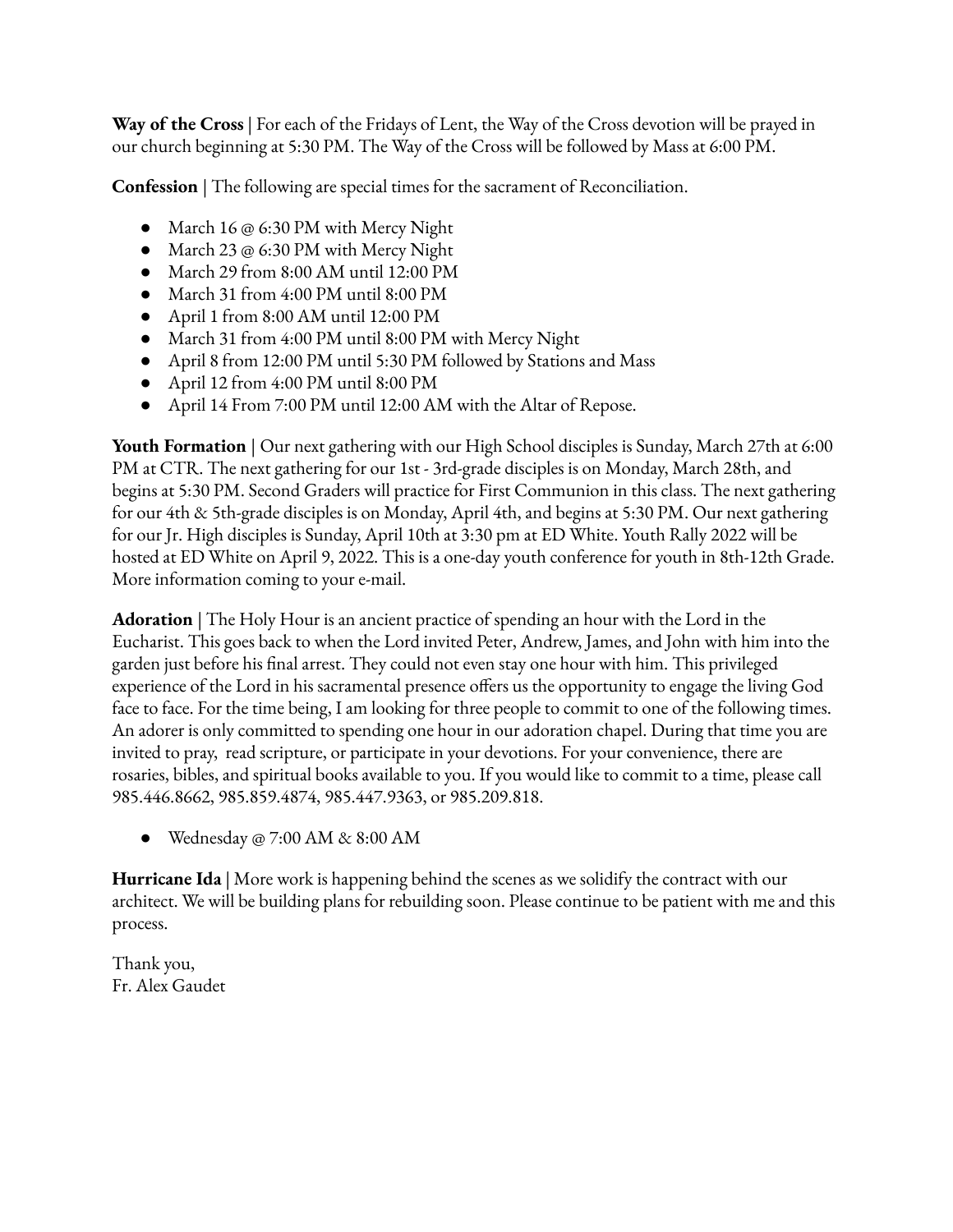**Way of the Cross** | For each of the Fridays of Lent, the Way of the Cross devotion will be prayed in our church beginning at 5:30 PM. The Way of the Cross will be followed by Mass at 6:00 PM.

**Confession** | The following are special times for the sacrament of Reconciliation.

- March 16 @ 6:30 PM with Mercy Night
- March 23 @ 6:30 PM with Mercy Night
- March 29 from 8:00 AM until 12:00 PM
- March 31 from 4:00 PM until 8:00 PM
- April 1 from 8:00 AM until 12:00 PM
- March 31 from 4:00 PM until 8:00 PM with Mercy Night
- April 8 from 12:00 PM until 5:30 PM followed by Stations and Mass
- April 12 from 4:00 PM until 8:00 PM
- April 14 From 7:00 PM until 12:00 AM with the Altar of Repose.

**Youth Formation** | Our next gathering with our High School disciples is Sunday, March 27th at 6:00 PM at CTR. The next gathering for our 1st - 3rd-grade disciples is on Monday, March 28th, and begins at 5:30 PM. Second Graders will practice for First Communion in this class. The next gathering for our 4th & 5th-grade disciples is on Monday, April 4th, and begins at 5:30 PM. Our next gathering for our Jr. High disciples is Sunday, April 10th at 3:30 pm at ED White. Youth Rally 2022 will be hosted at ED White on April 9, 2022. This is a one-day youth conference for youth in 8th-12th Grade. More information coming to your e-mail.

**Adoration** | The Holy Hour is an ancient practice of spending an hour with the Lord in the Eucharist. This goes back to when the Lord invited Peter, Andrew, James, and John with him into the garden just before his final arrest. They could not even stay one hour with him. This privileged experience of the Lord in his sacramental presence offers us the opportunity to engage the living God face to face. For the time being, I am looking for three people to commit to one of the following times. An adorer is only committed to spending one hour in our adoration chapel. During that time you are invited to pray, read scripture, or participate in your devotions. For your convenience, there are rosaries, bibles, and spiritual books available to you. If you would like to commit to a time, please call 985.446.8662, 985.859.4874, 985.447.9363, or 985.209.818.

- Wednesday @ 7:00 AM & 8:00 AM

**Hurricane Ida** | More work is happening behind the scenes as we solidify the contract with our architect. We will be building plans for rebuilding soon. Please continue to be patient with me and this process.

Thank you,
Fr. Alex Gaudet